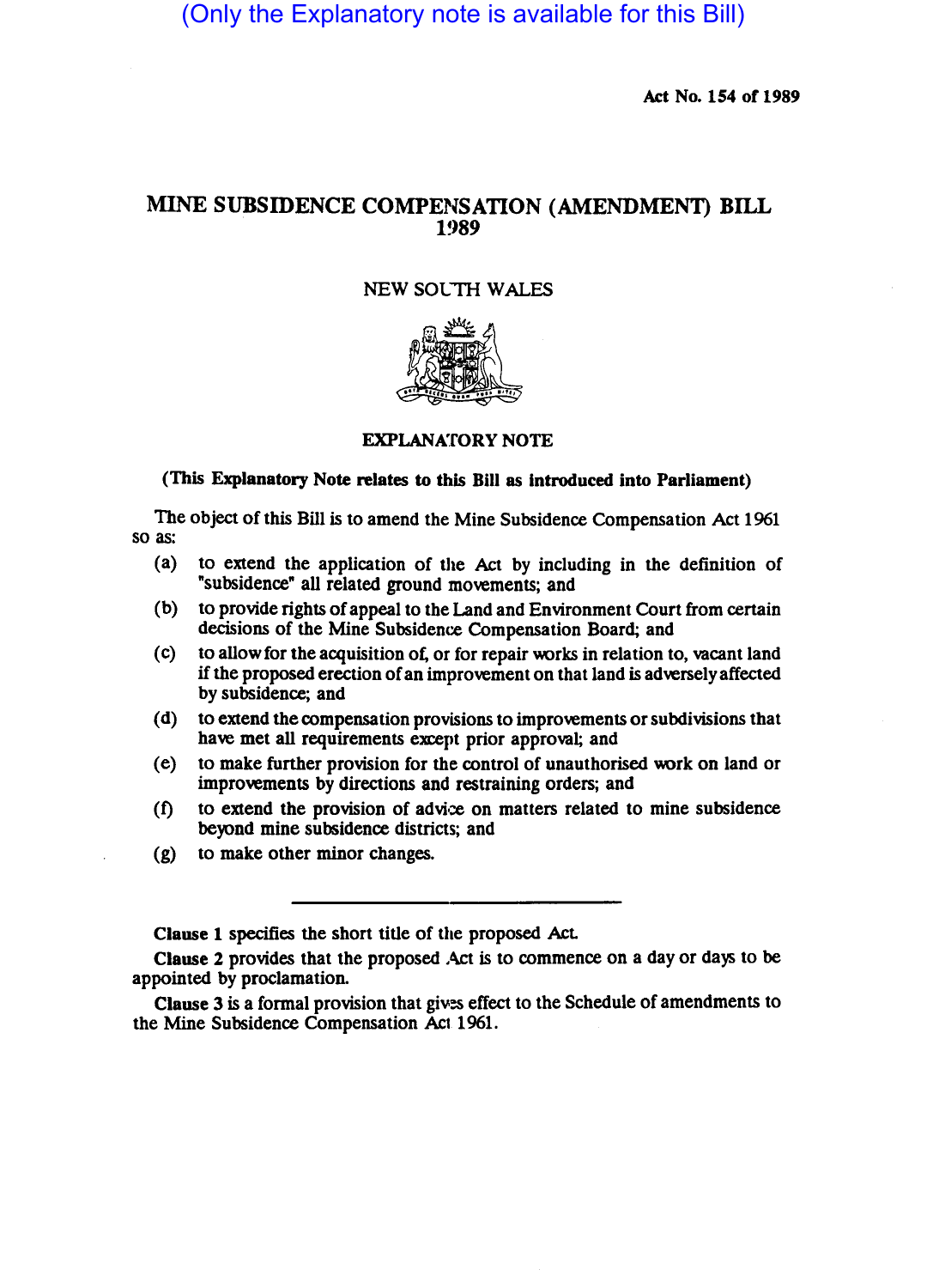(Only the Explanatory note is available for this Bill)

Act No. 154 of 1989

# MINE SUBSIDENCE COMPENSATION (AMENDMENT) BILL 1989

NEW SOUTH WALES

## EXPLANATORY NOTE

**(This Explanatory Note relates to this Bill as introduced into Parliament)**

The object of this Bill is to amend the Mine Subsidence Compensation Act 1961 so as:

(a) to extend the application of the Act by including in the definition of "subsidence" all related ground movements; and

(b) to provide rights of appeal to the Land and Environment Court from certain decisions of the Mine Subsidence Compensation Board; and

(c) to allow for the acquisition of, or for repair works in relation to, vacant land if the proposed erection of an improvement on that land is adversely affected by subsidence; and

(d) to extend the compensation provisions to improvements or subdivisions that have met all requirements except prior approval; and

(e) to make further provision for the control of unauthorised work on land or improvements by directions and restraining orders; and

(f) to extend the provision of advice on matters related to mine subsidence beyond mine subsidence districts; and

(g) to make other minor changes.

---

**Clause 1** specifies the short title of the proposed Act.

**Clause 2** provides that the proposed Act is to commence on a day or days to be appointed by proclamation.

**Clause 3** is a formal provision that gives effect to the Schedule of amendments to the Mine Subsidence Compensation Act 1961.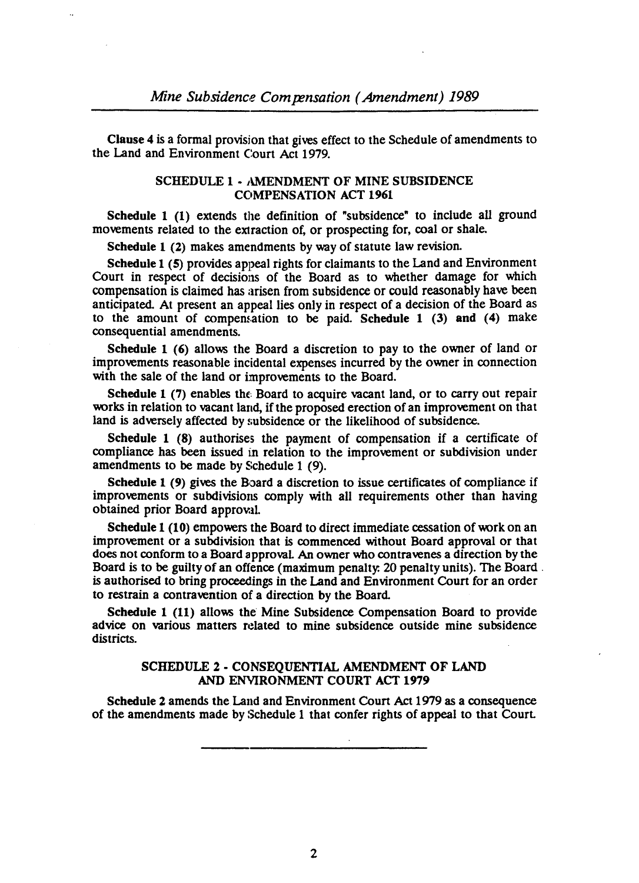Clause 4 is a formal provision that gives effect to the Schedule of amendments to the Land and Environment Court Act 1979.

## SCHEDULE 1 - AMENDMENT OF MINE SUBSIDENCE COMPENSATION ACT 1961

**Schedule 1 (1)** extends the definition of "subsidence" to include all ground movements related to the extraction of, or prospecting for, coal or shale.

**Schedule 1 (2)** makes amendments by way of statute law revision.

**Schedule 1 (5)** provides appeal rights for claimants to the Land and Environment Court in respect of decisions of the Board as to whether damage for which compensation is claimed has arisen from subsidence or could reasonably have been anticipated. At present an appeal lies only in respect of a decision of the Board as to the amount of compensation to be paid. **Schedule 1 (3) and (4)** make consequential amendments.

**Schedule 1 (6)** allows the Board a discretion to pay to the owner of land or improvements reasonable incidental expenses incurred by the owner in connection with the sale of the land or improvements to the Board.

**Schedule 1 (7)** enables the Board to acquire vacant land, or to carry out repair works in relation to vacant land, if the proposed erection of an improvement on that land is adversely affected by subsidence or the likelihood of subsidence.

**Schedule 1 (8)** authorises the payment of compensation if a certificate of compliance has been issued in relation to the improvement or subdivision under amendments to be made by Schedule 1 (9).

**Schedule 1 (9)** gives the Board a discretion to issue certificates of compliance if improvements or subdivisions comply with all requirements other than having obtained prior Board approval.

**Schedule 1 (10)** empowers the Board to direct immediate cessation of work on an improvement or a subdivision that is commenced without Board approval or that does not conform to a Board approval. An owner who contravenes a direction by the Board is to be guilty of an offence (maximum penalty: 20 penalty units). The Board is authorised to bring proceedings in the Land and Environment Court for an order to restrain a contravention of a direction by the Board.

**Schedule 1 (11)** allows the Mine Subsidence Compensation Board to provide advice on various matters related to mine subsidence outside mine subsidence districts.

## SCHEDULE 2 - CONSEQUENTIAL AMENDMENT OF LAND AND ENVIRONMENT COURT ACT 1979

**Schedule 2** amends the Land and Environment Court Act 1979 as a consequence of the amendments made by Schedule 1 that confer rights of appeal to that Court.